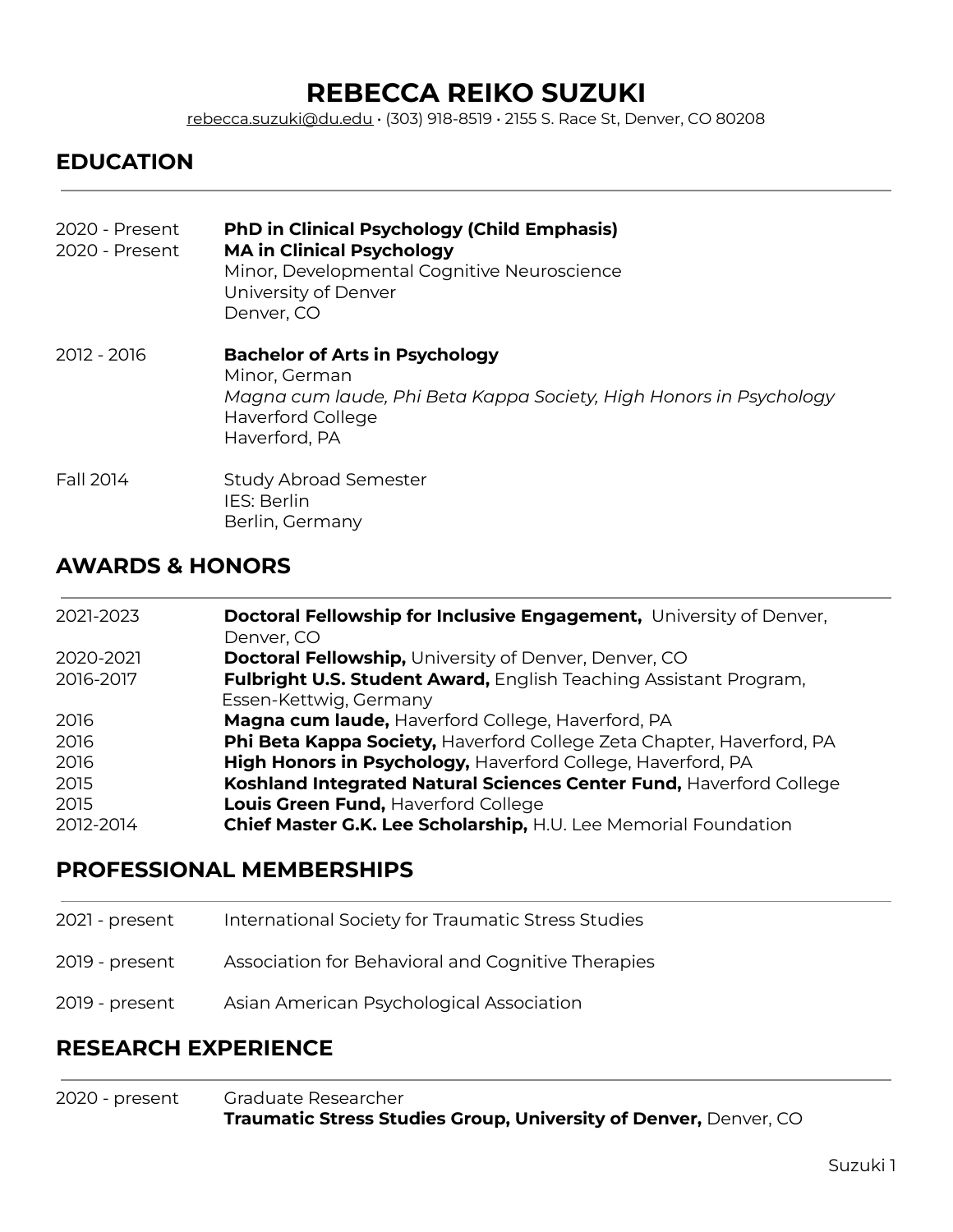# REBECCA REIKO SUZUKI

rebecca.suzuki@du.edu • (303) 918-8519 • 2155 S. Race St, Denver, CO 80208

## EDUCATION

2020 - Present **PhD in Clinical Psychology (Child Emphasis)**
2020 - Present **MA in Clinical Psychology**
Minor, Developmental Cognitive Neuroscience
University of Denver
Denver, CO

2012 - 2016 **Bachelor of Arts in Psychology**
Minor, German
*Magna cum laude, Phi Beta Kappa Society, High Honors in Psychology*
Haverford College
Haverford, PA

Fall 2014 Study Abroad Semester
IES: Berlin
Berlin, Germany

## AWARDS & HONORS

| | |
|---|---|
| 2021-2023 | **Doctoral Fellowship for Inclusive Engagement,** University of Denver, Denver, CO |
| 2020-2021 | **Doctoral Fellowship,** University of Denver, Denver, CO |
| 2016-2017 | **Fulbright U.S. Student Award,** English Teaching Assistant Program, Essen-Kettwig, Germany |
| 2016 | **Magna cum laude,** Haverford College, Haverford, PA |
| 2016 | **Phi Beta Kappa Society,** Haverford College Zeta Chapter, Haverford, PA |
| 2016 | **High Honors in Psychology,** Haverford College, Haverford, PA |
| 2015 | **Koshland Integrated Natural Sciences Center Fund,** Haverford College |
| 2015 | **Louis Green Fund,** Haverford College |
| 2012-2014 | **Chief Master G.K. Lee Scholarship,** H.U. Lee Memorial Foundation |

## PROFESSIONAL MEMBERSHIPS

2021 - present International Society for Traumatic Stress Studies

2019 - present Association for Behavioral and Cognitive Therapies

2019 - present Asian American Psychological Association

## RESEARCH EXPERIENCE

2020 - present Graduate Researcher
**Traumatic Stress Studies Group, University of Denver,** Denver, CO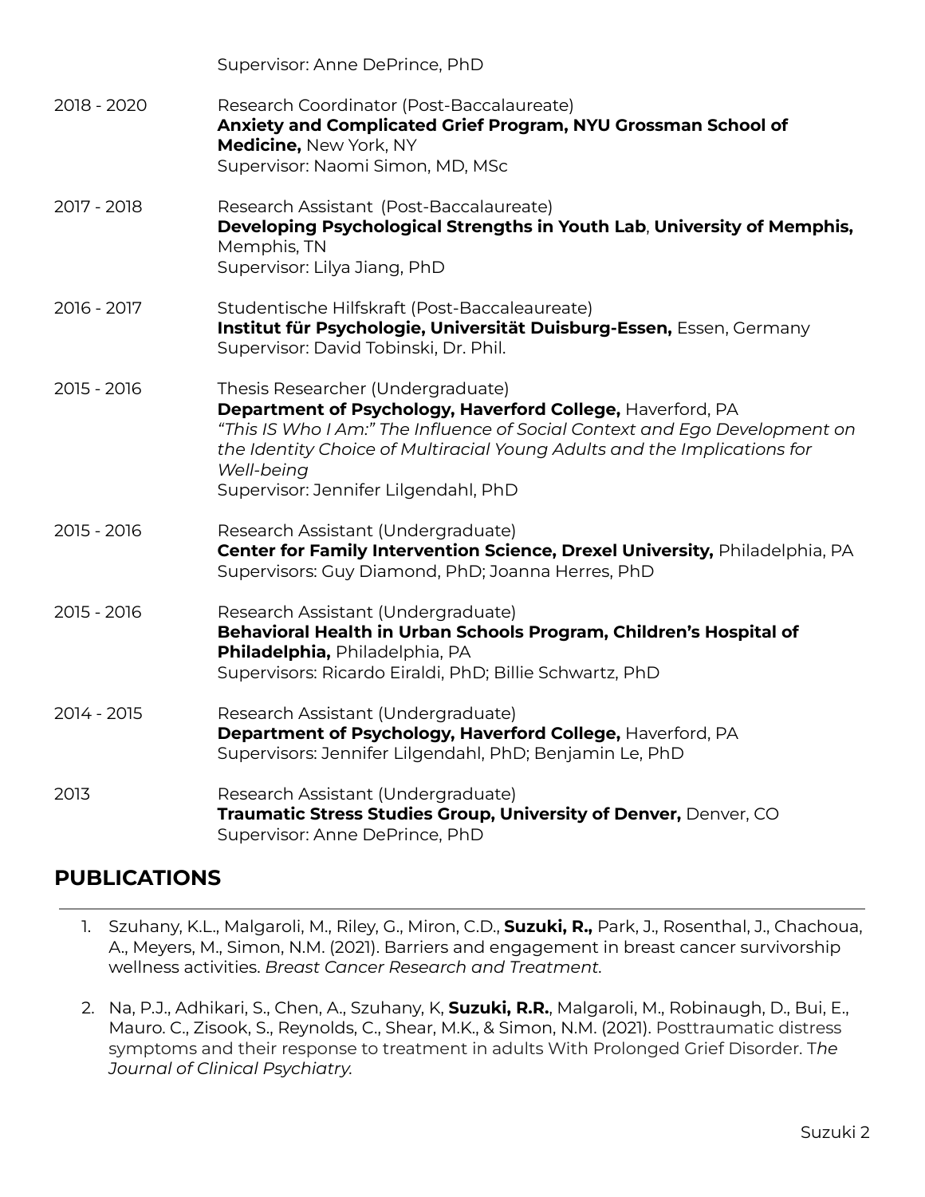Supervisor: Anne DePrince, PhD

2018 - 2020
Research Coordinator (Post-Baccalaureate)
**Anxiety and Complicated Grief Program, NYU Grossman School of Medicine,** New York, NY
Supervisor: Naomi Simon, MD, MSc

2017 - 2018
Research Assistant (Post-Baccalaureate)
**Developing Psychological Strengths in Youth Lab**, **University of Memphis,** Memphis, TN
Supervisor: Lilya Jiang, PhD

2016 - 2017
Studentische Hilfskraft (Post-Baccaleaureate)
**Institut für Psychologie, Universität Duisburg-Essen,** Essen, Germany
Supervisor: David Tobinski, Dr. Phil.

2015 - 2016
Thesis Researcher (Undergraduate)
**Department of Psychology, Haverford College,** Haverford, PA
*"This IS Who I Am:" The Influence of Social Context and Ego Development on the Identity Choice of Multiracial Young Adults and the Implications for Well-being*
Supervisor: Jennifer Lilgendahl, PhD

2015 - 2016
Research Assistant (Undergraduate)
**Center for Family Intervention Science, Drexel University,** Philadelphia, PA
Supervisors: Guy Diamond, PhD; Joanna Herres, PhD

2015 - 2016
Research Assistant (Undergraduate)
**Behavioral Health in Urban Schools Program, Children's Hospital of Philadelphia,** Philadelphia, PA
Supervisors: Ricardo Eiraldi, PhD; Billie Schwartz, PhD

2014 - 2015
Research Assistant (Undergraduate)
**Department of Psychology, Haverford College,** Haverford, PA
Supervisors: Jennifer Lilgendahl, PhD; Benjamin Le, PhD

2013
Research Assistant (Undergraduate)
**Traumatic Stress Studies Group, University of Denver,** Denver, CO
Supervisor: Anne DePrince, PhD

## PUBLICATIONS

1. Szuhany, K.L., Malgaroli, M., Riley, G., Miron, C.D., **Suzuki, R.,** Park, J., Rosenthal, J., Chachoua, A., Meyers, M., Simon, N.M. (2021). Barriers and engagement in breast cancer survivorship wellness activities. *Breast Cancer Research and Treatment.*

2. Na, P.J., Adhikari, S., Chen, A., Szuhany, K, **Suzuki, R.R.**, Malgaroli, M., Robinaugh, D., Bui, E., Mauro. C., Zisook, S., Reynolds, C., Shear, M.K., & Simon, N.M. (2021). Posttraumatic distress symptoms and their response to treatment in adults With Prolonged Grief Disorder. T*he Journal of Clinical Psychiatry.*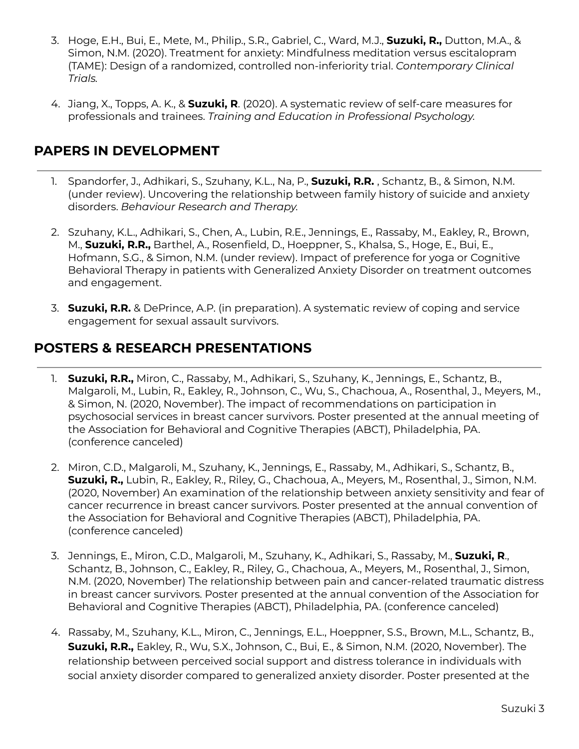3. Hoge, E.H., Bui, E., Mete, M., Philip., S.R., Gabriel, C., Ward, M.J., **Suzuki, R.,** Dutton, M.A., & Simon, N.M. (2020). Treatment for anxiety: Mindfulness meditation versus escitalopram (TAME): Design of a randomized, controlled non-inferiority trial. *Contemporary Clinical Trials.*

4. Jiang, X., Topps, A. K., & **Suzuki, R**. (2020). A systematic review of self-care measures for professionals and trainees. *Training and Education in Professional Psychology.*

## PAPERS IN DEVELOPMENT

1. Spandorfer, J., Adhikari, S., Szuhany, K.L., Na, P., **Suzuki, R.R.** , Schantz, B., & Simon, N.M. (under review). Uncovering the relationship between family history of suicide and anxiety disorders. *Behaviour Research and Therapy.*

2. Szuhany, K.L., Adhikari, S., Chen, A., Lubin, R.E., Jennings, E., Rassaby, M., Eakley, R., Brown, M., **Suzuki, R.R.,** Barthel, A., Rosenfield, D., Hoeppner, S., Khalsa, S., Hoge, E., Bui, E., Hofmann, S.G., & Simon, N.M. (under review). Impact of preference for yoga or Cognitive Behavioral Therapy in patients with Generalized Anxiety Disorder on treatment outcomes and engagement.

3. **Suzuki, R.R.** & DePrince, A.P. (in preparation). A systematic review of coping and service engagement for sexual assault survivors.

## POSTERS & RESEARCH PRESENTATIONS

1. **Suzuki, R.R.,** Miron, C., Rassaby, M., Adhikari, S., Szuhany, K., Jennings, E., Schantz, B., Malgaroli, M., Lubin, R., Eakley, R., Johnson, C., Wu, S., Chachoua, A., Rosenthal, J., Meyers, M., & Simon, N. (2020, November). The impact of recommendations on participation in psychosocial services in breast cancer survivors. Poster presented at the annual meeting of the Association for Behavioral and Cognitive Therapies (ABCT), Philadelphia, PA. (conference canceled)

2. Miron, C.D., Malgaroli, M., Szuhany, K., Jennings, E., Rassaby, M., Adhikari, S., Schantz, B., **Suzuki, R.,** Lubin, R., Eakley, R., Riley, G., Chachoua, A., Meyers, M., Rosenthal, J., Simon, N.M. (2020, November) An examination of the relationship between anxiety sensitivity and fear of cancer recurrence in breast cancer survivors. Poster presented at the annual convention of the Association for Behavioral and Cognitive Therapies (ABCT), Philadelphia, PA. (conference canceled)

3. Jennings, E., Miron, C.D., Malgaroli, M., Szuhany, K., Adhikari, S., Rassaby, M., **Suzuki, R**., Schantz, B., Johnson, C., Eakley, R., Riley, G., Chachoua, A., Meyers, M., Rosenthal, J., Simon, N.M. (2020, November) The relationship between pain and cancer-related traumatic distress in breast cancer survivors. Poster presented at the annual convention of the Association for Behavioral and Cognitive Therapies (ABCT), Philadelphia, PA. (conference canceled)

4. Rassaby, M., Szuhany, K.L., Miron, C., Jennings, E.L., Hoeppner, S.S., Brown, M.L., Schantz, B., **Suzuki, R.R.,** Eakley, R., Wu, S.X., Johnson, C., Bui, E., & Simon, N.M. (2020, November). The relationship between perceived social support and distress tolerance in individuals with social anxiety disorder compared to generalized anxiety disorder. Poster presented at the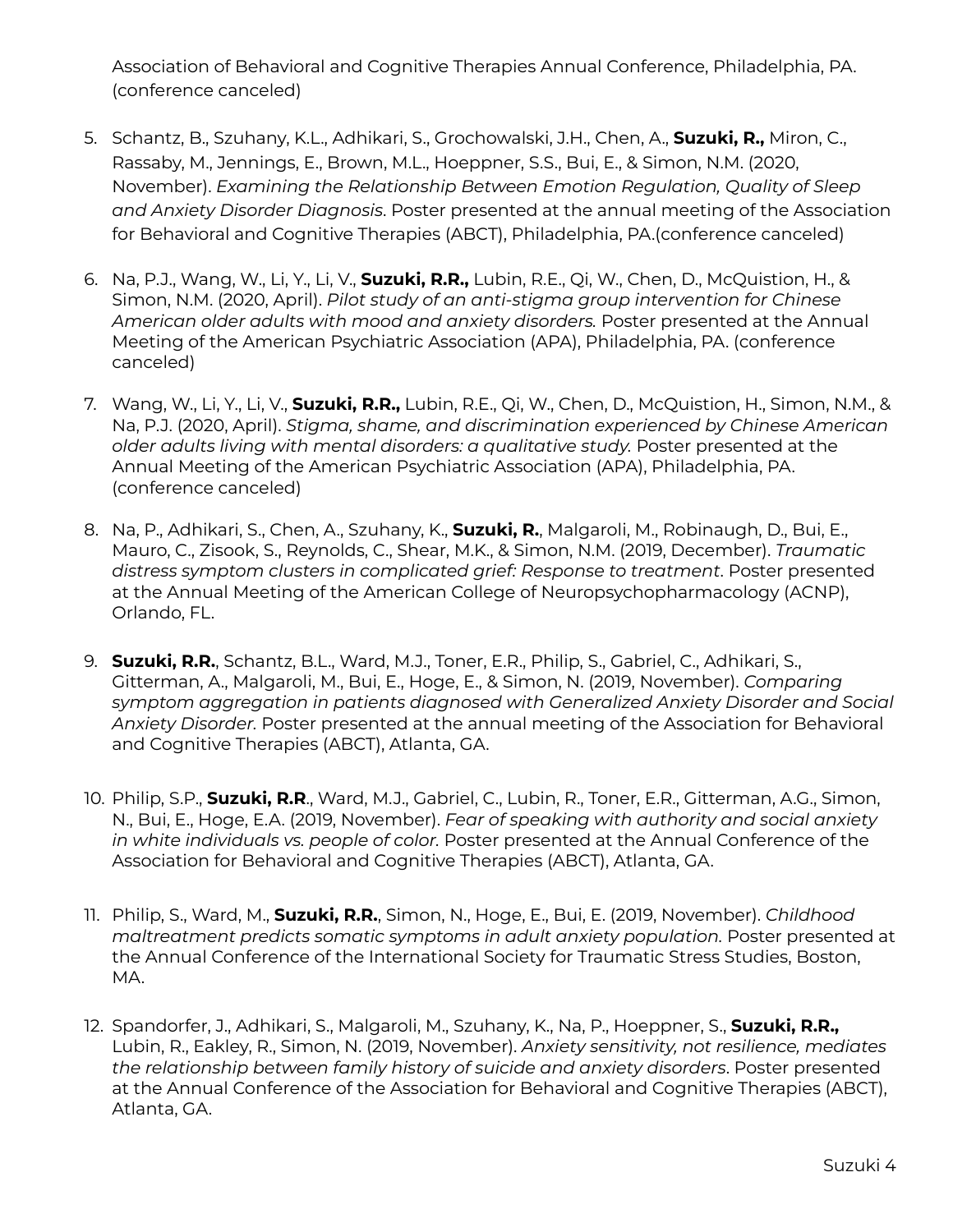Association of Behavioral and Cognitive Therapies Annual Conference, Philadelphia, PA. (conference canceled)

5. Schantz, B., Szuhany, K.L., Adhikari, S., Grochowalski, J.H., Chen, A., **Suzuki, R.,** Miron, C., Rassaby, M., Jennings, E., Brown, M.L., Hoeppner, S.S., Bui, E., & Simon, N.M. (2020, November). *Examining the Relationship Between Emotion Regulation, Quality of Sleep and Anxiety Disorder Diagnosis*. Poster presented at the annual meeting of the Association for Behavioral and Cognitive Therapies (ABCT), Philadelphia, PA.(conference canceled)

6. Na, P.J., Wang, W., Li, Y., Li, V., **Suzuki, R.R.,** Lubin, R.E., Qi, W., Chen, D., McQuistion, H., & Simon, N.M. (2020, April). *Pilot study of an anti-stigma group intervention for Chinese American older adults with mood and anxiety disorders.* Poster presented at the Annual Meeting of the American Psychiatric Association (APA), Philadelphia, PA. (conference canceled)

7. Wang, W., Li, Y., Li, V., **Suzuki, R.R.,** Lubin, R.E., Qi, W., Chen, D., McQuistion, H., Simon, N.M., & Na, P.J. (2020, April). *Stigma, shame, and discrimination experienced by Chinese American older adults living with mental disorders: a qualitative study.* Poster presented at the Annual Meeting of the American Psychiatric Association (APA), Philadelphia, PA. (conference canceled)

8. Na, P., Adhikari, S., Chen, A., Szuhany, K., **Suzuki, R.**, Malgaroli, M., Robinaugh, D., Bui, E., Mauro, C., Zisook, S., Reynolds, C., Shear, M.K., & Simon, N.M. (2019, December). *Traumatic distress symptom clusters in complicated grief: Response to treatment*. Poster presented at the Annual Meeting of the American College of Neuropsychopharmacology (ACNP), Orlando, FL.

9. **Suzuki, R.R.**, Schantz, B.L., Ward, M.J., Toner, E.R., Philip, S., Gabriel, C., Adhikari, S., Gitterman, A., Malgaroli, M., Bui, E., Hoge, E., & Simon, N. (2019, November). *Comparing symptom aggregation in patients diagnosed with Generalized Anxiety Disorder and Social Anxiety Disorder.* Poster presented at the annual meeting of the Association for Behavioral and Cognitive Therapies (ABCT), Atlanta, GA.

10. Philip, S.P., **Suzuki, R.R**., Ward, M.J., Gabriel, C., Lubin, R., Toner, E.R., Gitterman, A.G., Simon, N., Bui, E., Hoge, E.A. (2019, November). *Fear of speaking with authority and social anxiety in white individuals vs. people of color.* Poster presented at the Annual Conference of the Association for Behavioral and Cognitive Therapies (ABCT), Atlanta, GA.

11. Philip, S., Ward, M., **Suzuki, R.R.**, Simon, N., Hoge, E., Bui, E. (2019, November). *Childhood maltreatment predicts somatic symptoms in adult anxiety population*. Poster presented at the Annual Conference of the International Society for Traumatic Stress Studies, Boston, MA.

12. Spandorfer, J., Adhikari, S., Malgaroli, M., Szuhany, K., Na, P., Hoeppner, S., **Suzuki, R.R.,** Lubin, R., Eakley, R., Simon, N. (2019, November). *Anxiety sensitivity, not resilience, mediates the relationship between family history of suicide and anxiety disorders*. Poster presented at the Annual Conference of the Association for Behavioral and Cognitive Therapies (ABCT), Atlanta, GA.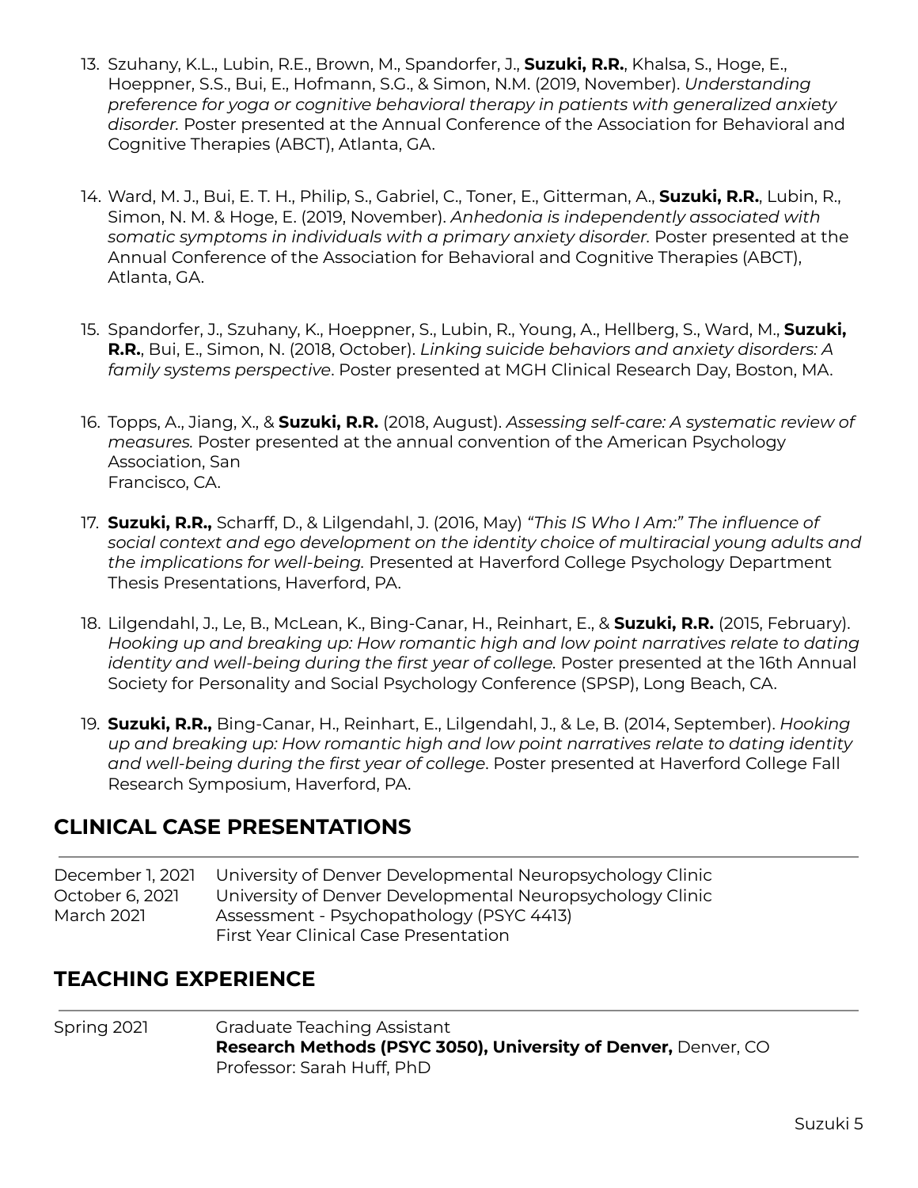13. Szuhany, K.L., Lubin, R.E., Brown, M., Spandorfer, J., **Suzuki, R.R.**, Khalsa, S., Hoge, E., Hoeppner, S.S., Bui, E., Hofmann, S.G., & Simon, N.M. (2019, November). *Understanding preference for yoga or cognitive behavioral therapy in patients with generalized anxiety disorder.* Poster presented at the Annual Conference of the Association for Behavioral and Cognitive Therapies (ABCT), Atlanta, GA.

14. Ward, M. J., Bui, E. T. H., Philip, S., Gabriel, C., Toner, E., Gitterman, A., **Suzuki, R.R.**, Lubin, R., Simon, N. M. & Hoge, E. (2019, November). *Anhedonia is independently associated with somatic symptoms in individuals with a primary anxiety disorder*. Poster presented at the Annual Conference of the Association for Behavioral and Cognitive Therapies (ABCT), Atlanta, GA.

15. Spandorfer, J., Szuhany, K., Hoeppner, S., Lubin, R., Young, A., Hellberg, S., Ward, M., **Suzuki, R.R.**, Bui, E., Simon, N. (2018, October). *Linking suicide behaviors and anxiety disorders: A family systems perspective*. Poster presented at MGH Clinical Research Day, Boston, MA.

16. Topps, A., Jiang, X., & **Suzuki, R.R.** (2018, August). *Assessing self-care: A systematic review of measures.* Poster presented at the annual convention of the American Psychology Association, San Francisco, CA.

17. **Suzuki, R.R.,** Scharff, D., & Lilgendahl, J. (2016, May) *"This IS Who I Am:" The influence of social context and ego development on the identity choice of multiracial young adults and the implications for well-being.* Presented at Haverford College Psychology Department Thesis Presentations, Haverford, PA.

18. Lilgendahl, J., Le, B., McLean, K., Bing-Canar, H., Reinhart, E., & **Suzuki, R.R.** (2015, February). *Hooking up and breaking up: How romantic high and low point narratives relate to dating identity and well-being during the first year of college.* Poster presented at the 16th Annual Society for Personality and Social Psychology Conference (SPSP), Long Beach, CA.

19. **Suzuki, R.R.,** Bing-Canar, H., Reinhart, E., Lilgendahl, J., & Le, B. (2014, September). *Hooking up and breaking up: How romantic high and low point narratives relate to dating identity and well-being during the first year of college*. Poster presented at Haverford College Fall Research Symposium, Haverford, PA.

## CLINICAL CASE PRESENTATIONS

| | |
|---|---|
| December 1, 2021 | University of Denver Developmental Neuropsychology Clinic |
| October 6, 2021 | University of Denver Developmental Neuropsychology Clinic |
| March 2021 | Assessment - Psychopathology (PSYC 4413) First Year Clinical Case Presentation |

## TEACHING EXPERIENCE

Spring 2021 — Graduate Teaching Assistant
**Research Methods (PSYC 3050), University of Denver,** Denver, CO
Professor: Sarah Huff, PhD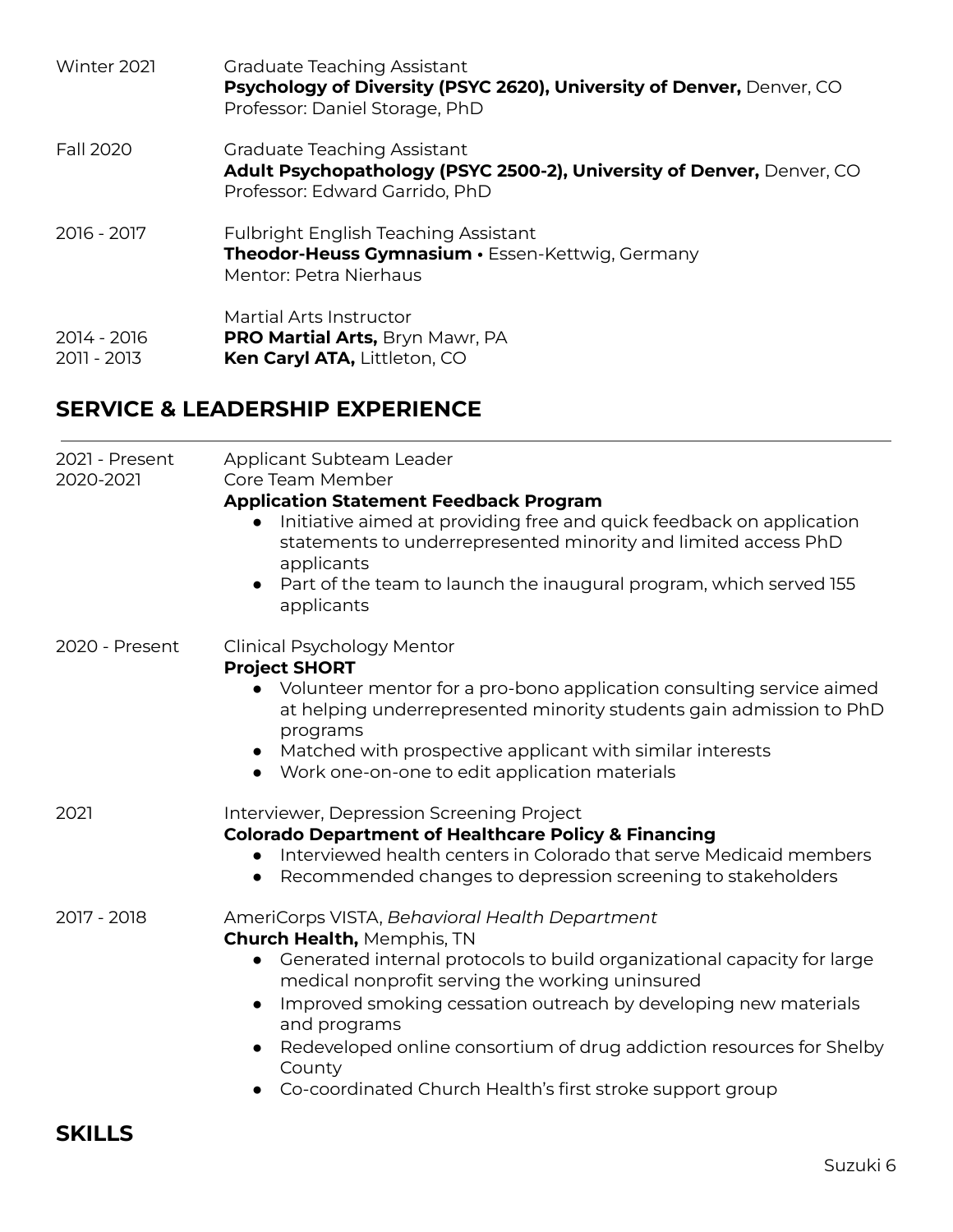Winter 2021 — Graduate Teaching Assistant
**Psychology of Diversity (PSYC 2620), University of Denver,** Denver, CO
Professor: Daniel Storage, PhD

Fall 2020 — Graduate Teaching Assistant
**Adult Psychopathology (PSYC 2500-2), University of Denver,** Denver, CO
Professor: Edward Garrido, PhD

2016 - 2017 — Fulbright English Teaching Assistant
**Theodor-Heuss Gymnasium •** Essen-Kettwig, Germany
Mentor: Petra Nierhaus

Martial Arts Instructor
2014 - 2016 — **PRO Martial Arts,** Bryn Mawr, PA
2011 - 2013 — **Ken Caryl ATA,** Littleton, CO

## SERVICE & LEADERSHIP EXPERIENCE

2021 - Present — Applicant Subteam Leader
2020-2021 — Core Team Member
**Application Statement Feedback Program**
- Initiative aimed at providing free and quick feedback on application statements to underrepresented minority and limited access PhD applicants
- Part of the team to launch the inaugural program, which served 155 applicants

2020 - Present — Clinical Psychology Mentor
**Project SHORT**
- Volunteer mentor for a pro-bono application consulting service aimed at helping underrepresented minority students gain admission to PhD programs
- Matched with prospective applicant with similar interests
- Work one-on-one to edit application materials

2021 — Interviewer, Depression Screening Project
**Colorado Department of Healthcare Policy & Financing**
- Interviewed health centers in Colorado that serve Medicaid members
- Recommended changes to depression screening to stakeholders

2017 - 2018 — AmeriCorps VISTA, *Behavioral Health Department*
**Church Health,** Memphis, TN
- Generated internal protocols to build organizational capacity for large medical nonprofit serving the working uninsured
- Improved smoking cessation outreach by developing new materials and programs
- Redeveloped online consortium of drug addiction resources for Shelby County
- Co-coordinated Church Health's first stroke support group

## SKILLS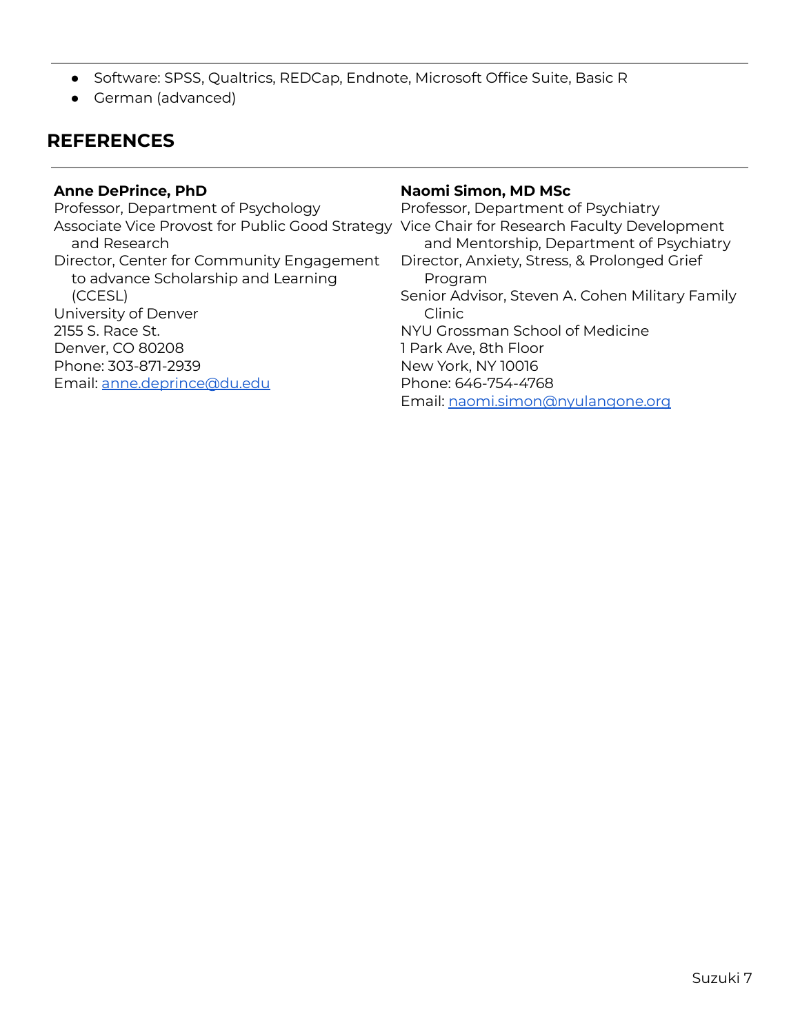- Software: SPSS, Qualtrics, REDCap, Endnote, Microsoft Office Suite, Basic R
- German (advanced)

## REFERENCES

**Anne DePrince, PhD**
Professor, Department of Psychology
Associate Vice Provost for Public Good Strategy and Research
Director, Center for Community Engagement to advance Scholarship and Learning (CCESL)
University of Denver
2155 S. Race St.
Denver, CO 80208
Phone: 303-871-2939
Email: anne.deprince@du.edu

**Naomi Simon, MD MSc**
Professor, Department of Psychiatry
Vice Chair for Research Faculty Development and Mentorship, Department of Psychiatry
Director, Anxiety, Stress, & Prolonged Grief Program
Senior Advisor, Steven A. Cohen Military Family Clinic
NYU Grossman School of Medicine
1 Park Ave, 8th Floor
New York, NY 10016
Phone: 646-754-4768
Email: naomi.simon@nyulangone.org